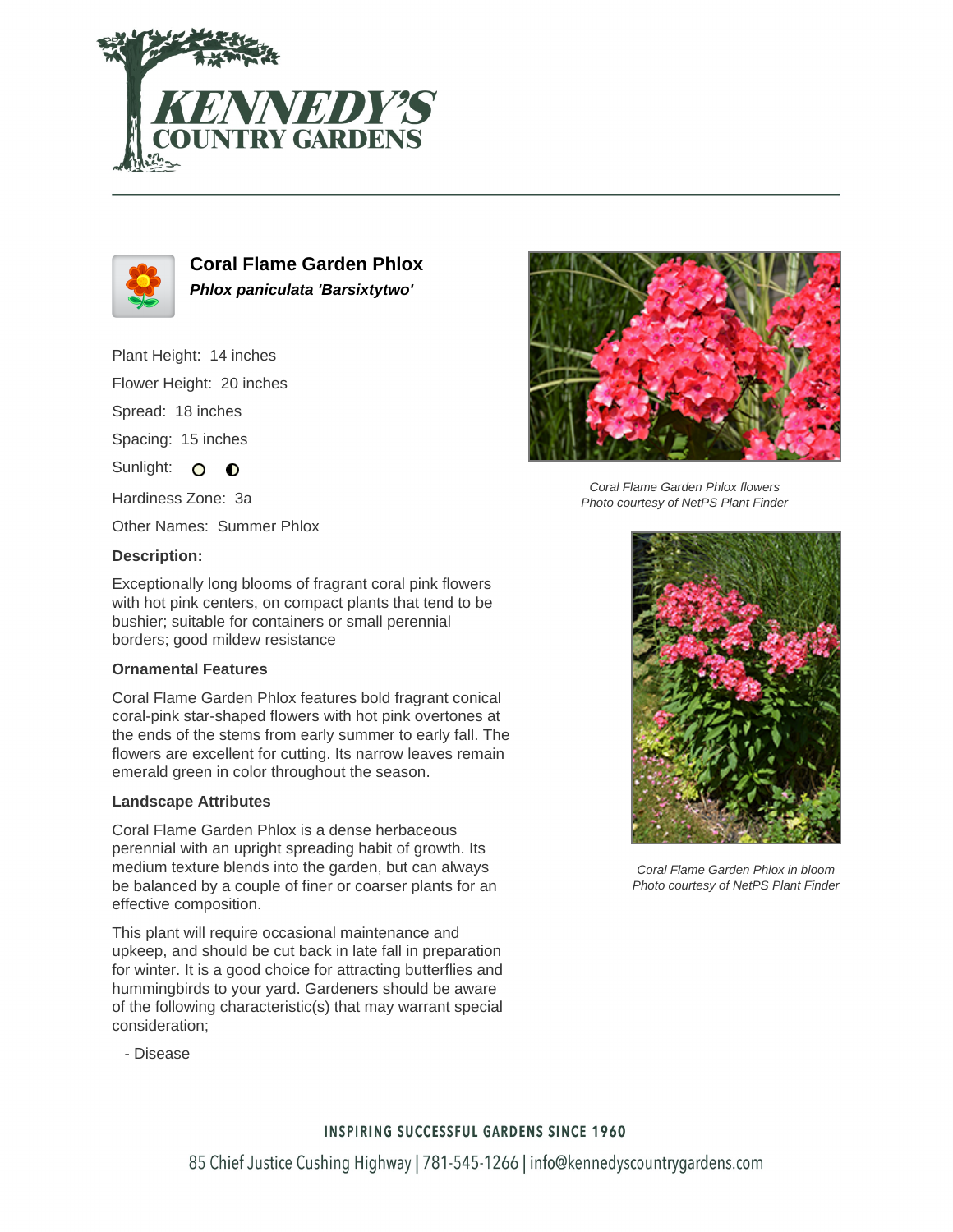# Coral Flame Garden Phlox

***Phlox paniculata 'Barsixtytwo'***

Plant Height: 14 inches

Flower Height: 20 inches

Spread: 18 inches

Spacing: 15 inches

Sunlight:

Hardiness Zone: 3a

Other Names: Summer Phlox

**Description:**

Exceptionally long blooms of fragrant coral pink flowers with hot pink centers, on compact plants that tend to be bushier; suitable for containers or small perennial borders; good mildew resistance

### Ornamental Features

Coral Flame Garden Phlox features bold fragrant conical coral-pink star-shaped flowers with hot pink overtones at the ends of the stems from early summer to early fall. The flowers are excellent for cutting. Its narrow leaves remain emerald green in color throughout the season.

### Landscape Attributes

Coral Flame Garden Phlox is a dense herbaceous perennial with an upright spreading habit of growth. Its medium texture blends into the garden, but can always be balanced by a couple of finer or coarser plants for an effective composition.

This plant will require occasional maintenance and upkeep, and should be cut back in late fall in preparation for winter. It is a good choice for attracting butterflies and hummingbirds to your yard. Gardeners should be aware of the following characteristic(s) that may warrant special consideration;

- Disease

*Coral Flame Garden Phlox flowers*
*Photo courtesy of NetPS Plant Finder*

*Coral Flame Garden Phlox in bloom*
*Photo courtesy of NetPS Plant Finder*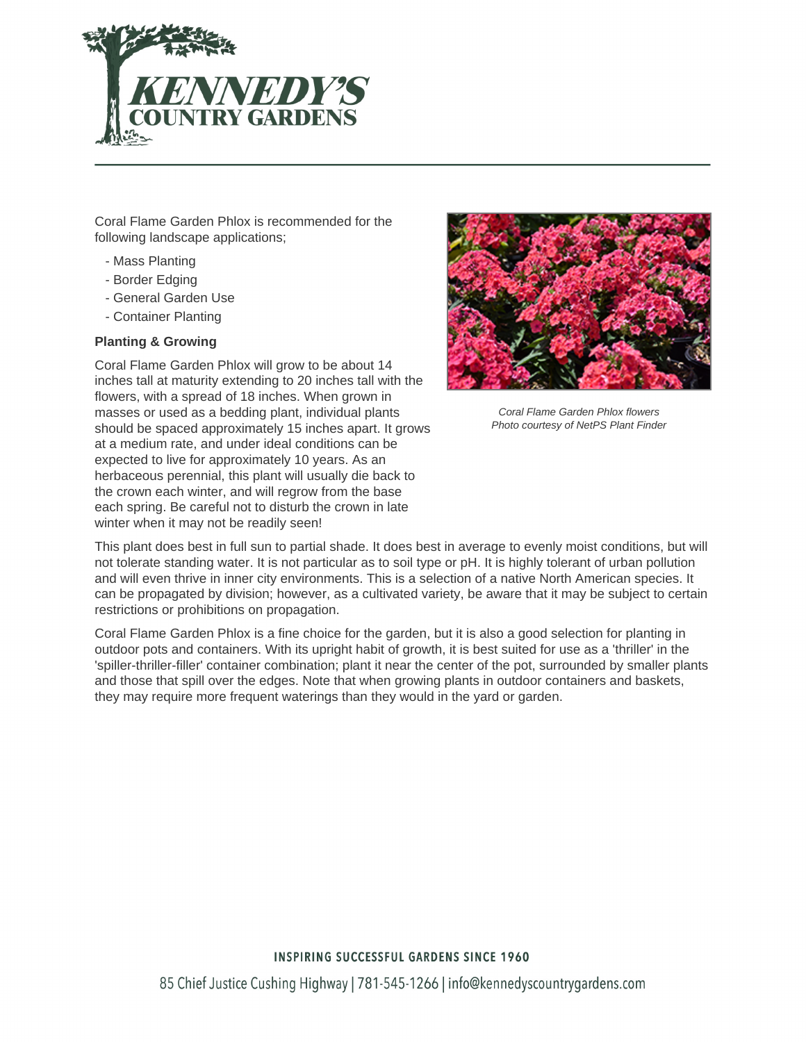Coral Flame Garden Phlox is recommended for the following landscape applications;

- Mass Planting
- Border Edging
- General Garden Use
- Container Planting

**Planting & Growing**

Coral Flame Garden Phlox will grow to be about 14 inches tall at maturity extending to 20 inches tall with the flowers, with a spread of 18 inches. When grown in masses or used as a bedding plant, individual plants should be spaced approximately 15 inches apart. It grows at a medium rate, and under ideal conditions can be expected to live for approximately 10 years. As an herbaceous perennial, this plant will usually die back to the crown each winter, and will regrow from the base each spring. Be careful not to disturb the crown in late winter when it may not be readily seen!

*Coral Flame Garden Phlox flowers*
*Photo courtesy of NetPS Plant Finder*

This plant does best in full sun to partial shade. It does best in average to evenly moist conditions, but will not tolerate standing water. It is not particular as to soil type or pH. It is highly tolerant of urban pollution and will even thrive in inner city environments. This is a selection of a native North American species. It can be propagated by division; however, as a cultivated variety, be aware that it may be subject to certain restrictions or prohibitions on propagation.

Coral Flame Garden Phlox is a fine choice for the garden, but it is also a good selection for planting in outdoor pots and containers. With its upright habit of growth, it is best suited for use as a 'thriller' in the 'spiller-thriller-filler' container combination; plant it near the center of the pot, surrounded by smaller plants and those that spill over the edges. Note that when growing plants in outdoor containers and baskets, they may require more frequent waterings than they would in the yard or garden.